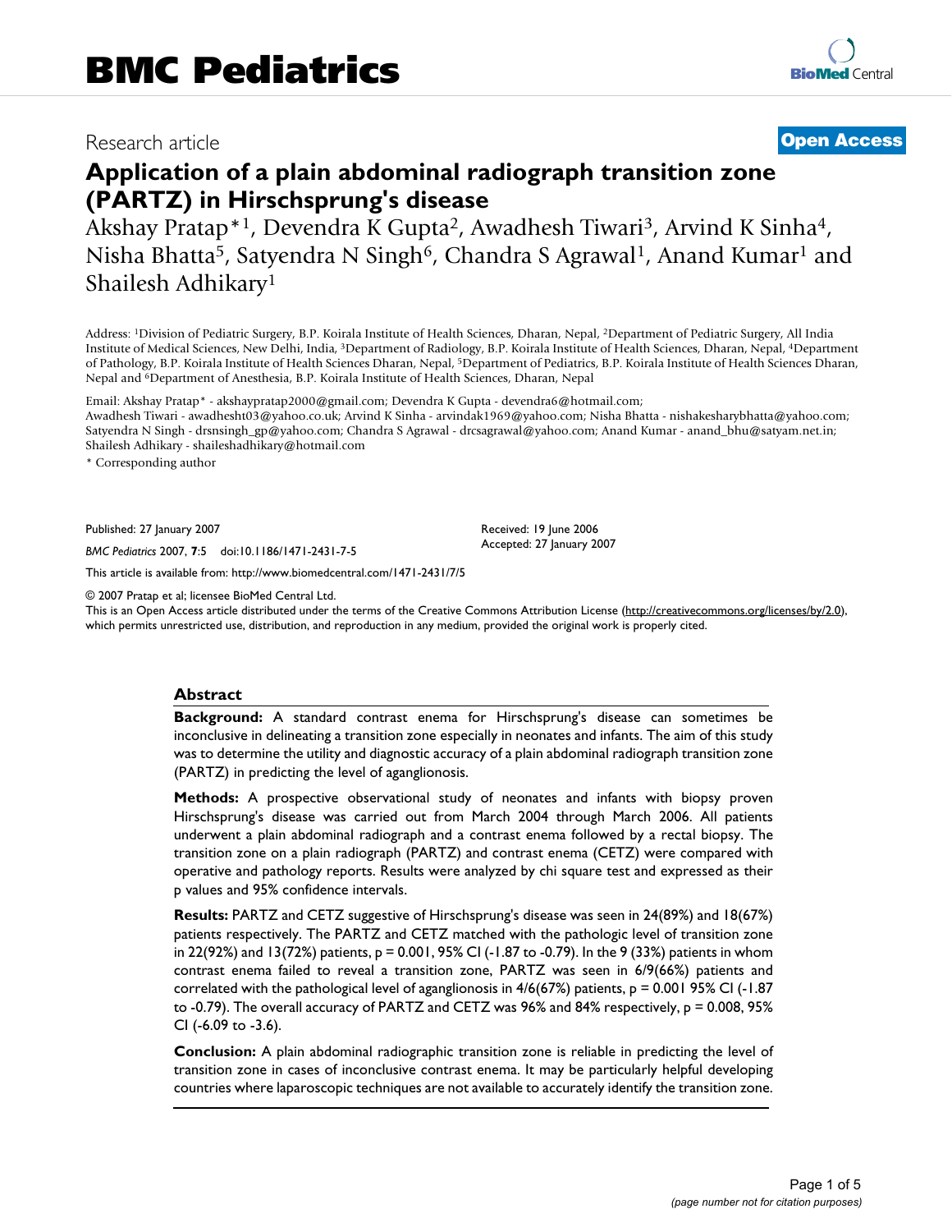BMC Pediatrics

Research article

**Open Access**

# Application of a plain abdominal radiograph transition zone (PARTZ) in Hirschsprung's disease

Akshay Pratap*[1], Devendra K Gupta[2], Awadhesh Tiwari[3], Arvind K Sinha[4], Nisha Bhatta[5], Satyendra N Singh[6], Chandra S Agrawal[1], Anand Kumar[1] and Shailesh Adhikary[1]

Address: [1]Division of Pediatric Surgery, B.P. Koirala Institute of Health Sciences, Dharan, Nepal, [2]Department of Pediatric Surgery, All India Institute of Medical Sciences, New Delhi, India, [3]Department of Radiology, B.P. Koirala Institute of Health Sciences, Dharan, Nepal, [4]Department of Pathology, B.P. Koirala Institute of Health Sciences Dharan, Nepal, [5]Department of Pediatrics, B.P. Koirala Institute of Health Sciences Dharan, Nepal and [6]Department of Anesthesia, B.P. Koirala Institute of Health Sciences, Dharan, Nepal

Email: Akshay Pratap* - akshaypratap2000@gmail.com; Devendra K Gupta - devendra6@hotmail.com; Awadhesh Tiwari - awadhesht03@yahoo.co.uk; Arvind K Sinha - arvindak1969@yahoo.com; Nisha Bhatta - nishakesharybhatta@yahoo.com; Satyendra N Singh - drsnsingh_gp@yahoo.com; Chandra S Agrawal - drcsagrawal@yahoo.com; Anand Kumar - anand_bhu@satyam.net.in; Shailesh Adhikary - shaileshadhikary@hotmail.com

* Corresponding author

Published: 27 January 2007

*BMC Pediatrics* 2007, **7**:5 doi:10.1186/1471-2431-7-5

Received: 19 June 2006
Accepted: 27 January 2007

This article is available from: http://www.biomedcentral.com/1471-2431/7/5

© 2007 Pratap et al; licensee BioMed Central Ltd.
This is an Open Access article distributed under the terms of the Creative Commons Attribution License (http://creativecommons.org/licenses/by/2.0), which permits unrestricted use, distribution, and reproduction in any medium, provided the original work is properly cited.

## Abstract

**Background:** A standard contrast enema for Hirschsprung's disease can sometimes be inconclusive in delineating a transition zone especially in neonates and infants. The aim of this study was to determine the utility and diagnostic accuracy of a plain abdominal radiograph transition zone (PARTZ) in predicting the level of aganglionosis.

**Methods:** A prospective observational study of neonates and infants with biopsy proven Hirschsprung's disease was carried out from March 2004 through March 2006. All patients underwent a plain abdominal radiograph and a contrast enema followed by a rectal biopsy. The transition zone on a plain radiograph (PARTZ) and contrast enema (CETZ) were compared with operative and pathology reports. Results were analyzed by chi square test and expressed as their p values and 95% confidence intervals.

**Results:** PARTZ and CETZ suggestive of Hirschsprung's disease was seen in 24(89%) and 18(67%) patients respectively. The PARTZ and CETZ matched with the pathologic level of transition zone in 22(92%) and 13(72%) patients, p = 0.001, 95% CI (-1.87 to -0.79). In the 9 (33%) patients in whom contrast enema failed to reveal a transition zone, PARTZ was seen in 6/9(66%) patients and correlated with the pathological level of aganglionosis in 4/6(67%) patients, p = 0.001 95% CI (-1.87 to -0.79). The overall accuracy of PARTZ and CETZ was 96% and 84% respectively, p = 0.008, 95% CI (-6.09 to -3.6).

**Conclusion:** A plain abdominal radiographic transition zone is reliable in predicting the level of transition zone in cases of inconclusive contrast enema. It may be particularly helpful developing countries where laparoscopic techniques are not available to accurately identify the transition zone.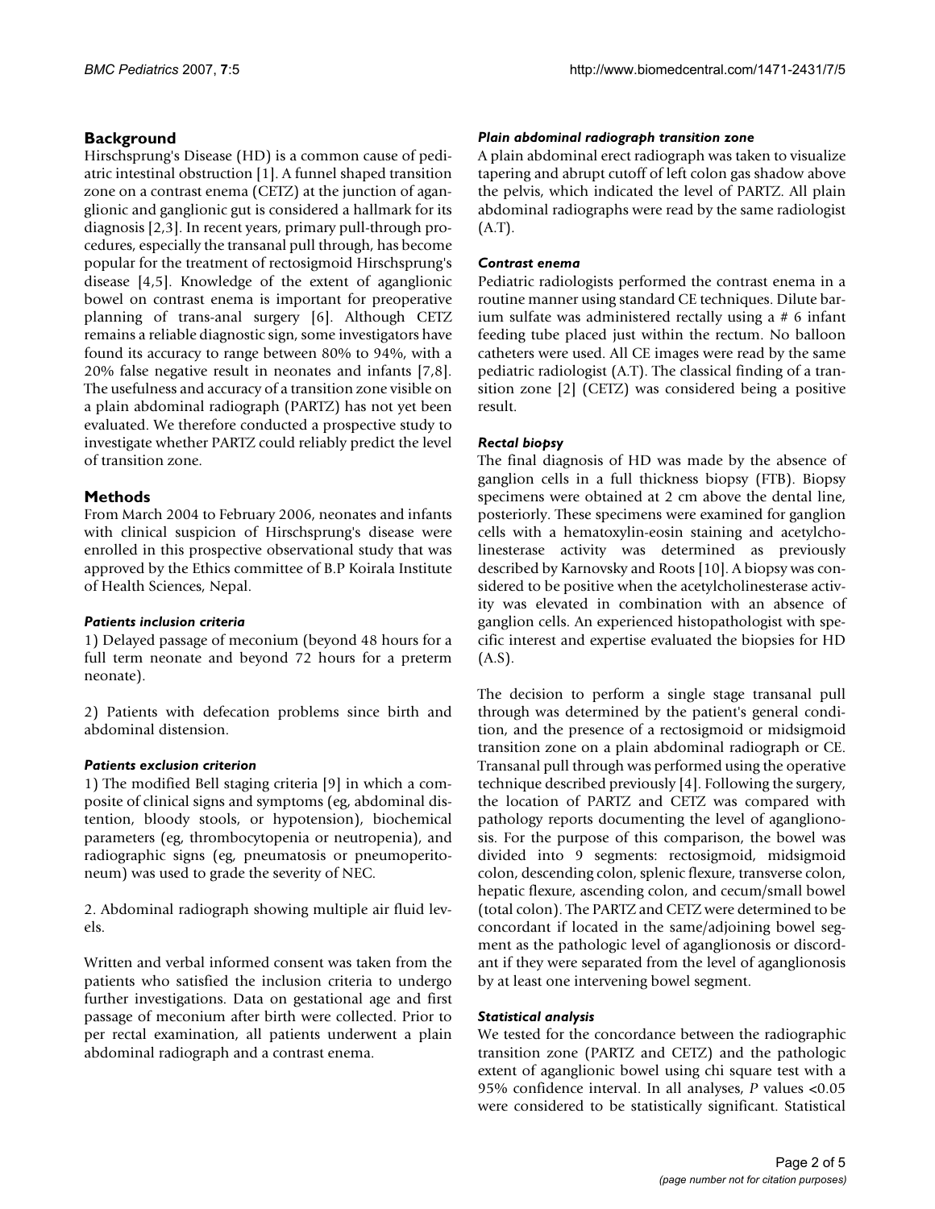## Background

Hirschsprung's Disease (HD) is a common cause of pediatric intestinal obstruction [1]. A funnel shaped transition zone on a contrast enema (CETZ) at the junction of aganglionic and ganglionic gut is considered a hallmark for its diagnosis [2,3]. In recent years, primary pull-through procedures, especially the transanal pull through, has become popular for the treatment of rectosigmoid Hirschsprung's disease [4,5]. Knowledge of the extent of aganglionic bowel on contrast enema is important for preoperative planning of trans-anal surgery [6]. Although CETZ remains a reliable diagnostic sign, some investigators have found its accuracy to range between 80% to 94%, with a 20% false negative result in neonates and infants [7,8]. The usefulness and accuracy of a transition zone visible on a plain abdominal radiograph (PARTZ) has not yet been evaluated. We therefore conducted a prospective study to investigate whether PARTZ could reliably predict the level of transition zone.

## Methods

From March 2004 to February 2006, neonates and infants with clinical suspicion of Hirschsprung's disease were enrolled in this prospective observational study that was approved by the Ethics committee of B.P Koirala Institute of Health Sciences, Nepal.

### *Patients inclusion criteria*

1) Delayed passage of meconium (beyond 48 hours for a full term neonate and beyond 72 hours for a preterm neonate).

2) Patients with defecation problems since birth and abdominal distension.

### *Patients exclusion criterion*

1) The modified Bell staging criteria [9] in which a composite of clinical signs and symptoms (eg, abdominal distention, bloody stools, or hypotension), biochemical parameters (eg, thrombocytopenia or neutropenia), and radiographic signs (eg, pneumatosis or pneumoperitoneum) was used to grade the severity of NEC.

2. Abdominal radiograph showing multiple air fluid levels.

Written and verbal informed consent was taken from the patients who satisfied the inclusion criteria to undergo further investigations. Data on gestational age and first passage of meconium after birth were collected. Prior to per rectal examination, all patients underwent a plain abdominal radiograph and a contrast enema.

### *Plain abdominal radiograph transition zone*

A plain abdominal erect radiograph was taken to visualize tapering and abrupt cutoff of left colon gas shadow above the pelvis, which indicated the level of PARTZ. All plain abdominal radiographs were read by the same radiologist (A.T).

### *Contrast enema*

Pediatric radiologists performed the contrast enema in a routine manner using standard CE techniques. Dilute barium sulfate was administered rectally using a # 6 infant feeding tube placed just within the rectum. No balloon catheters were used. All CE images were read by the same pediatric radiologist (A.T). The classical finding of a transition zone [2] (CETZ) was considered being a positive result.

### *Rectal biopsy*

The final diagnosis of HD was made by the absence of ganglion cells in a full thickness biopsy (FTB). Biopsy specimens were obtained at 2 cm above the dental line, posteriorly. These specimens were examined for ganglion cells with a hematoxylin-eosin staining and acetylcholinesterase activity was determined as previously described by Karnovsky and Roots [10]. A biopsy was considered to be positive when the acetylcholinesterase activity was elevated in combination with an absence of ganglion cells. An experienced histopathologist with specific interest and expertise evaluated the biopsies for HD (A.S).

The decision to perform a single stage transanal pull through was determined by the patient's general condition, and the presence of a rectosigmoid or midsigmoid transition zone on a plain abdominal radiograph or CE. Transanal pull through was performed using the operative technique described previously [4]. Following the surgery, the location of PARTZ and CETZ was compared with pathology reports documenting the level of aganglionosis. For the purpose of this comparison, the bowel was divided into 9 segments: rectosigmoid, midsigmoid colon, descending colon, splenic flexure, transverse colon, hepatic flexure, ascending colon, and cecum/small bowel (total colon). The PARTZ and CETZ were determined to be concordant if located in the same/adjoining bowel segment as the pathologic level of aganglionosis or discordant if they were separated from the level of aganglionosis by at least one intervening bowel segment.

### *Statistical analysis*

We tested for the concordance between the radiographic transition zone (PARTZ and CETZ) and the pathologic extent of aganglionic bowel using chi square test with a 95% confidence interval. In all analyses, $P$ values <0.05 were considered to be statistically significant. Statistical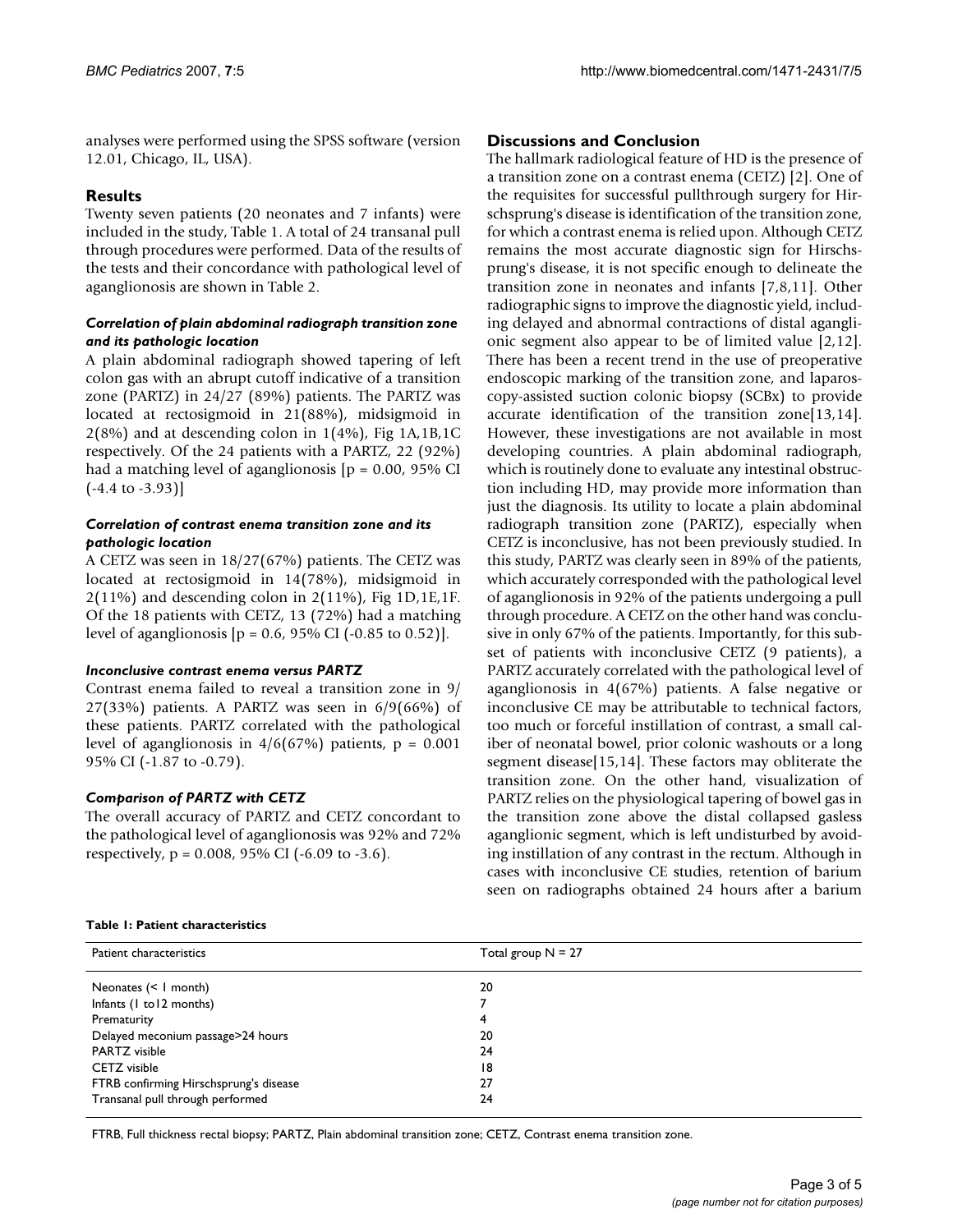analyses were performed using the SPSS software (version 12.01, Chicago, IL, USA).

## Results

Twenty seven patients (20 neonates and 7 infants) were included in the study, Table 1. A total of 24 transanal pull through procedures were performed. Data of the results of the tests and their concordance with pathological level of aganglionosis are shown in Table 2.

### *Correlation of plain abdominal radiograph transition zone and its pathologic location*

A plain abdominal radiograph showed tapering of left colon gas with an abrupt cutoff indicative of a transition zone (PARTZ) in 24/27 (89%) patients. The PARTZ was located at rectosigmoid in 21(88%), midsigmoid in 2(8%) and at descending colon in 1(4%), Fig 1A,1B,1C respectively. Of the 24 patients with a PARTZ, 22 (92%) had a matching level of aganglionosis [p = 0.00, 95% CI (-4.4 to -3.93)]

### *Correlation of contrast enema transition zone and its pathologic location*

A CETZ was seen in 18/27(67%) patients. The CETZ was located at rectosigmoid in 14(78%), midsigmoid in 2(11%) and descending colon in 2(11%), Fig 1D,1E,1F. Of the 18 patients with CETZ, 13 (72%) had a matching level of aganglionosis [p = 0.6, 95% CI (-0.85 to 0.52)].

### *Inconclusive contrast enema versus PARTZ*

Contrast enema failed to reveal a transition zone in 9/27(33%) patients. A PARTZ was seen in 6/9(66%) of these patients. PARTZ correlated with the pathological level of aganglionosis in 4/6(67%) patients, p = 0.001 95% CI (-1.87 to -0.79).

### *Comparison of PARTZ with CETZ*

The overall accuracy of PARTZ and CETZ concordant to the pathological level of aganglionosis was 92% and 72% respectively, p = 0.008, 95% CI (-6.09 to -3.6).

## Discussions and Conclusion

The hallmark radiological feature of HD is the presence of a transition zone on a contrast enema (CETZ) [2]. One of the requisites for successful pullthrough surgery for Hirschsprung's disease is identification of the transition zone, for which a contrast enema is relied upon. Although CETZ remains the most accurate diagnostic sign for Hirschsprung's disease, it is not specific enough to delineate the transition zone in neonates and infants [7,8,11]. Other radiographic signs to improve the diagnostic yield, including delayed and abnormal contractions of distal aganglionic segment also appear to be of limited value [2,12]. There has been a recent trend in the use of preoperative endoscopic marking of the transition zone, and laparoscopy-assisted suction colonic biopsy (SCBx) to provide accurate identification of the transition zone[13,14]. However, these investigations are not available in most developing countries. A plain abdominal radiograph, which is routinely done to evaluate any intestinal obstruction including HD, may provide more information than just the diagnosis. Its utility to locate a plain abdominal radiograph transition zone (PARTZ), especially when CETZ is inconclusive, has not been previously studied. In this study, PARTZ was clearly seen in 89% of the patients, which accurately corresponded with the pathological level of aganglionosis in 92% of the patients undergoing a pull through procedure. A CETZ on the other hand was conclusive in only 67% of the patients. Importantly, for this subset of patients with inconclusive CETZ (9 patients), a PARTZ accurately correlated with the pathological level of aganglionosis in 4(67%) patients. A false negative or inconclusive CE may be attributable to technical factors, too much or forceful instillation of contrast, a small caliber of neonatal bowel, prior colonic washouts or a long segment disease[15,14]. These factors may obliterate the transition zone. On the other hand, visualization of PARTZ relies on the physiological tapering of bowel gas in the transition zone above the distal collapsed gasless aganglionic segment, which is left undisturbed by avoiding instillation of any contrast in the rectum. Although in cases with inconclusive CE studies, retention of barium seen on radiographs obtained 24 hours after a barium

**Table 1: Patient characteristics**

| Patient characteristics | Total group N = 27 |
|---|---|
| Neonates (< 1 month) | 20 |
| Infants (1 to12 months) | 7 |
| Prematurity | 4 |
| Delayed meconium passage>24 hours | 20 |
| PARTZ visible | 24 |
| CETZ visible | 18 |
| FTRB confirming Hirschsprung's disease | 27 |
| Transanal pull through performed | 24 |

FTRB, Full thickness rectal biopsy; PARTZ, Plain abdominal transition zone; CETZ, Contrast enema transition zone.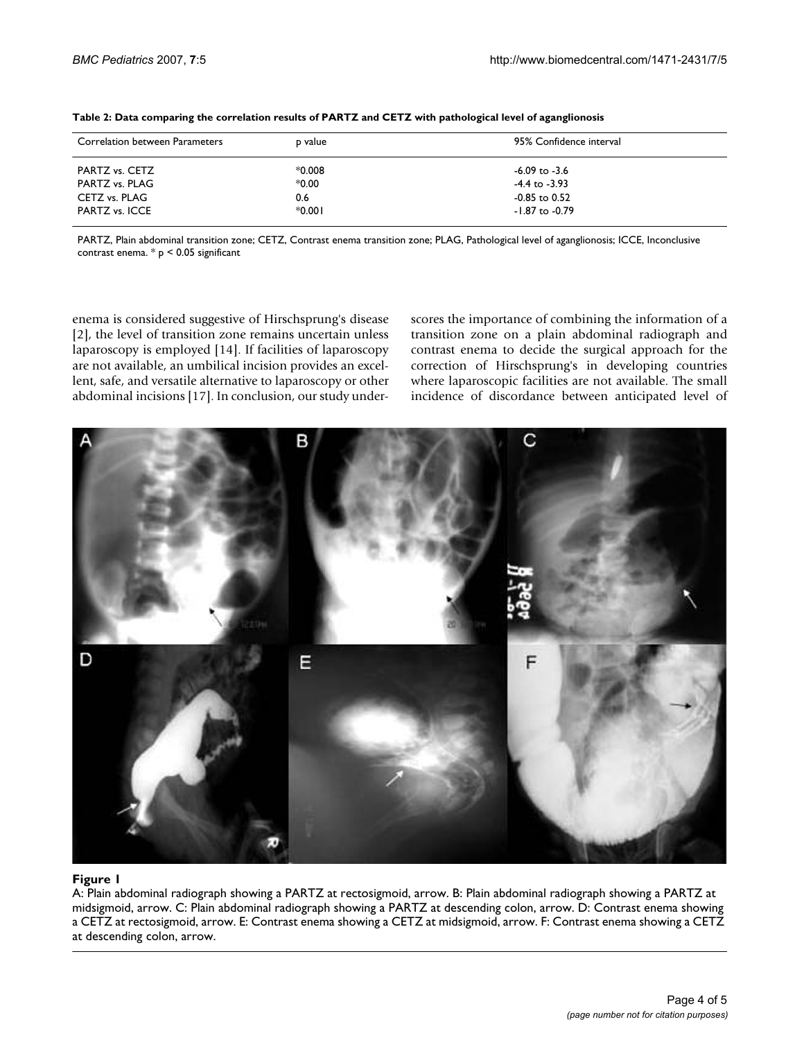**Table 2: Data comparing the correlation results of PARTZ and CETZ with pathological level of aganglionosis**

| Correlation between Parameters | p value | 95% Confidence interval |
|---|---|---|
| PARTZ vs. CETZ | *0.008 | -6.09 to -3.6 |
| PARTZ vs. PLAG | *0.00 | -4.4 to -3.93 |
| CETZ vs. PLAG | 0.6 | -0.85 to 0.52 |
| PARTZ vs. ICCE | *0.001 | -1.87 to -0.79 |

PARTZ, Plain abdominal transition zone; CETZ, Contrast enema transition zone; PLAG, Pathological level of aganglionosis; ICCE, Inconclusive contrast enema. * $p < 0.05$ significant

enema is considered suggestive of Hirschsprung's disease [2], the level of transition zone remains uncertain unless laparoscopy is employed [14]. If facilities of laparoscopy are not available, an umbilical incision provides an excellent, safe, and versatile alternative to laparoscopy or other abdominal incisions [17]. In conclusion, our study underscores the importance of combining the information of a transition zone on a plain abdominal radiograph and contrast enema to decide the surgical approach for the correction of Hirschsprung's in developing countries where laparoscopic facilities are not available. The small incidence of discordance between anticipated level of

**Figure 1**

A: Plain abdominal radiograph showing a PARTZ at rectosigmoid, arrow. B: Plain abdominal radiograph showing a PARTZ at midsigmoid, arrow. C: Plain abdominal radiograph showing a PARTZ at descending colon, arrow. D: Contrast enema showing a CETZ at rectosigmoid, arrow. E: Contrast enema showing a CETZ at midsigmoid, arrow. F: Contrast enema showing a CETZ at descending colon, arrow.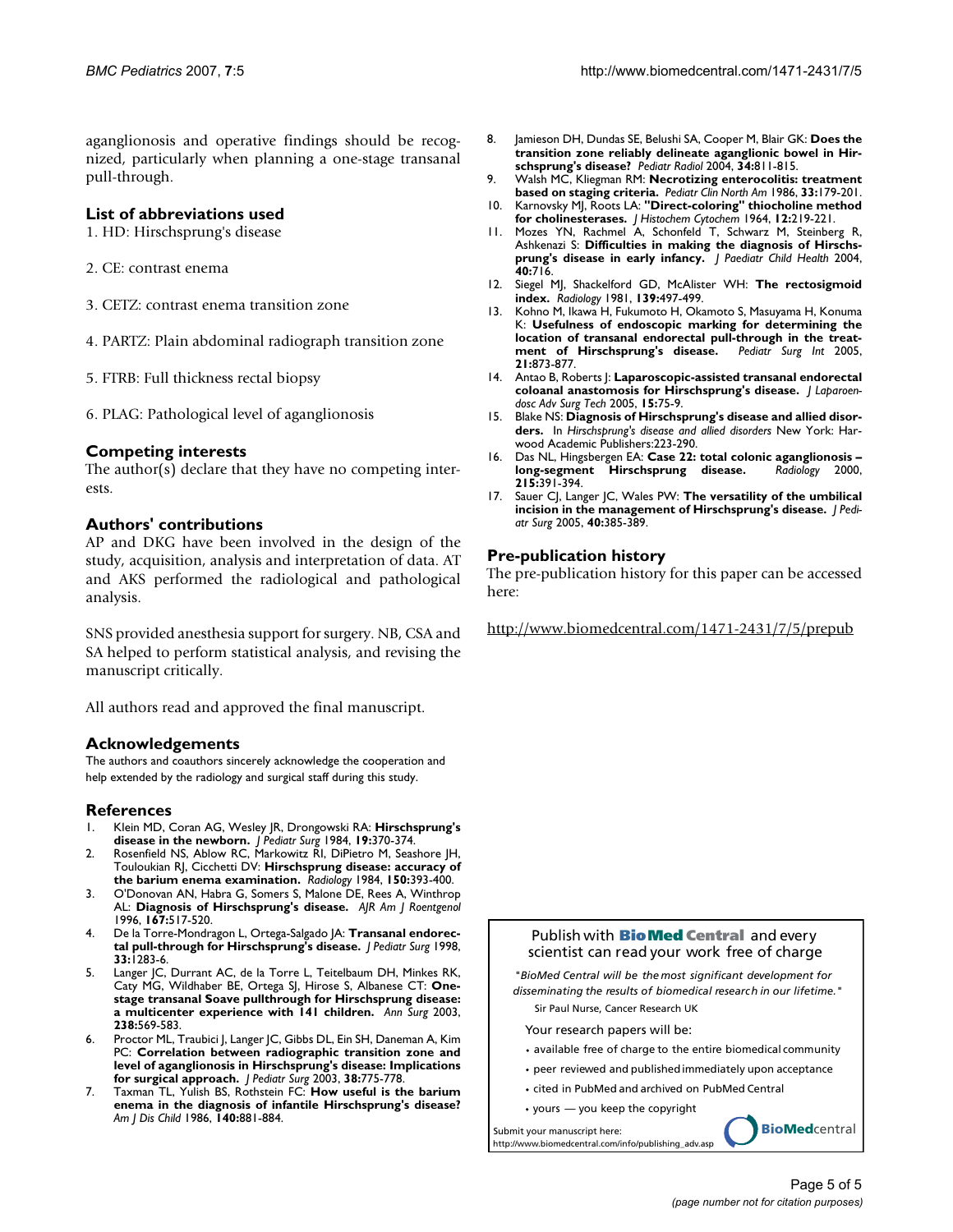aganglionosis and operative findings should be recognized, particularly when planning a one-stage transanal pull-through.

## List of abbreviations used

1. HD: Hirschsprung's disease

2. CE: contrast enema

3. CETZ: contrast enema transition zone

4. PARTZ: Plain abdominal radiograph transition zone

5. FTRB: Full thickness rectal biopsy

6. PLAG: Pathological level of aganglionosis

## Competing interests

The author(s) declare that they have no competing interests.

## Authors' contributions

AP and DKG have been involved in the design of the study, acquisition, analysis and interpretation of data. AT and AKS performed the radiological and pathological analysis.

SNS provided anesthesia support for surgery. NB, CSA and SA helped to perform statistical analysis, and revising the manuscript critically.

All authors read and approved the final manuscript.

## Acknowledgements

The authors and coauthors sincerely acknowledge the cooperation and help extended by the radiology and surgical staff during this study.

## References

1. Klein MD, Coran AG, Wesley JR, Drongowski RA: **Hirschsprung's disease in the newborn.** *J Pediatr Surg* 1984, **19:**370-374.
2. Rosenfield NS, Ablow RC, Markowitz RI, DiPietro M, Seashore JH, Touloukian RJ, Cicchetti DV: **Hirschsprung disease: accuracy of the barium enema examination.** *Radiology* 1984, **150:**393-400.
3. O'Donovan AN, Habra G, Somers S, Malone DE, Rees A, Winthrop AL: **Diagnosis of Hirschsprung's disease.** *AJR Am J Roentgenol* 1996, **167:**517-520.
4. De la Torre-Mondragon L, Ortega-Salgado JA: **Transanal endorectal pull-through for Hirschsprung's disease.** *J Pediatr Surg* 1998, **33:**1283-6.
5. Langer JC, Durrant AC, de la Torre L, Teitelbaum DH, Minkes RK, Caty MG, Wildhaber BE, Ortega SJ, Hirose S, Albanese CT: **One-stage transanal Soave pullthrough for Hirschsprung disease: a multicenter experience with 141 children.** *Ann Surg* 2003, **238:**569-583.
6. Proctor ML, Traubici J, Langer JC, Gibbs DL, Ein SH, Daneman A, Kim PC: **Correlation between radiographic transition zone and level of aganglionosis in Hirschsprung's disease: Implications for surgical approach.** *J Pediatr Surg* 2003, **38:**775-778.
7. Taxman TL, Yulish BS, Rothstein FC: **How useful is the barium enema in the diagnosis of infantile Hirschsprung's disease?** *Am J Dis Child* 1986, **140:**881-884.
8. Jamieson DH, Dundas SE, Belushi SA, Cooper M, Blair GK: **Does the transition zone reliably delineate aganglionic bowel in Hirschsprung's disease?** *Pediatr Radiol* 2004, **34:**811-815.
9. Walsh MC, Kliegman RM: **Necrotizing enterocolitis: treatment based on staging criteria.** *Pediatr Clin North Am* 1986, **33:**179-201.
10. Karnovsky MJ, Roots LA: **"Direct-coloring" thiocholine method for cholinesterases.** *J Histochem Cytochem* 1964, **12:**219-221.
11. Mozes YN, Rachmel A, Schonfeld T, Schwarz M, Steinberg R, Ashkenazi S: **Difficulties in making the diagnosis of Hirschsprung's disease in early infancy.** *J Paediatr Child Health* 2004, **40:**716.
12. Siegel MJ, Shackelford GD, McAlister WH: **The rectosigmoid index.** *Radiology* 1981, **139:**497-499.
13. Kohno M, Ikawa H, Fukumoto H, Okamoto S, Masuyama H, Konuma K: **Usefulness of endoscopic marking for determining the location of transanal endorectal pull-through in the treatment of Hirschsprung's disease.** *Pediatr Surg Int* 2005, **21:**873-877.
14. Antao B, Roberts J: **Laparoscopic-assisted transanal endorectal coloanal anastomosis for Hirschsprung's disease.** *J Laparoendosc Adv Surg Tech* 2005, **15:**75-9.
15. Blake NS: **Diagnosis of Hirschsprung's disease and allied disorders.** In *Hirschsprung's disease and allied disorders* New York: Harwood Academic Publishers:223-290.
16. Das NL, Hingsbergen EA: **Case 22: total colonic aganglionosis – long-segment Hirschsprung disease.** *Radiology* 2000, **215:**391-394.
17. Sauer CJ, Langer JC, Wales PW: **The versatility of the umbilical incision in the management of Hirschsprung's disease.** *J Pediatr Surg* 2005, **40:**385-389.

## Pre-publication history

The pre-publication history for this paper can be accessed here:

http://www.biomedcentral.com/1471-2431/7/5/prepub

Publish with **BioMed Central** and every scientist can read your work free of charge

*"BioMed Central will be the most significant development for disseminating the results of biomedical research in our lifetime."*
Sir Paul Nurse, Cancer Research UK

Your research papers will be:

- available free of charge to the entire biomedical community
- peer reviewed and published immediately upon acceptance
- cited in PubMed and archived on PubMed Central
- yours — you keep the copyright

Submit your manuscript here:
http://www.biomedcentral.com/info/publishing_adv.asp

BioMedcentral